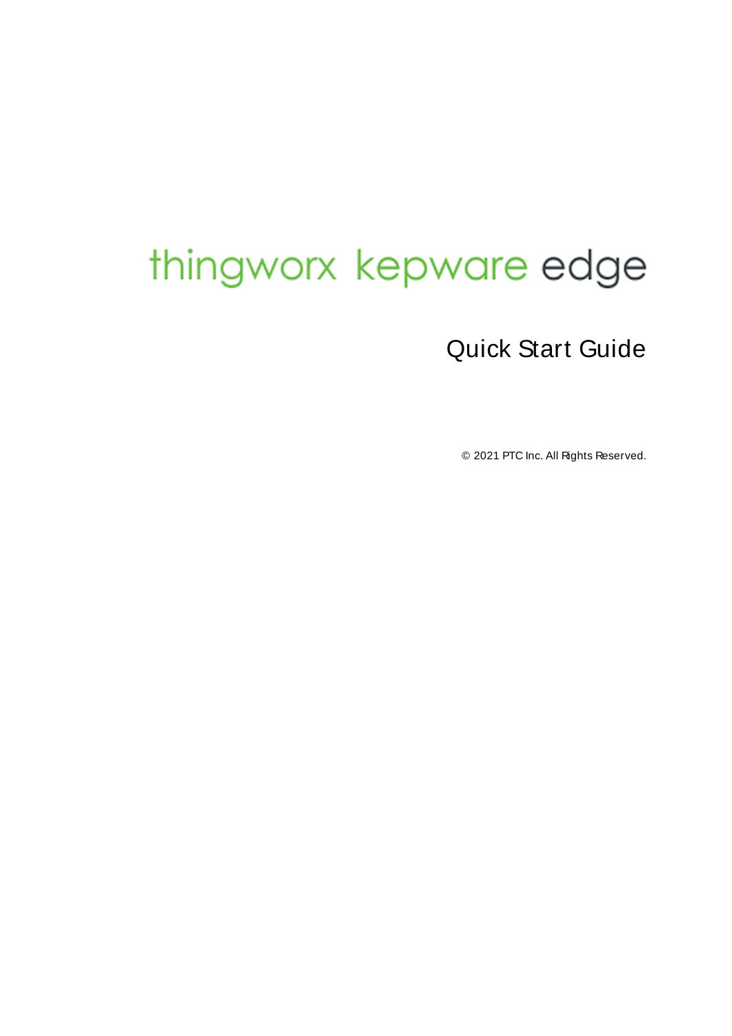# thingworx kepware edge

## Quick Start Guide

© 2021 PTC Inc. All Rights Reserved.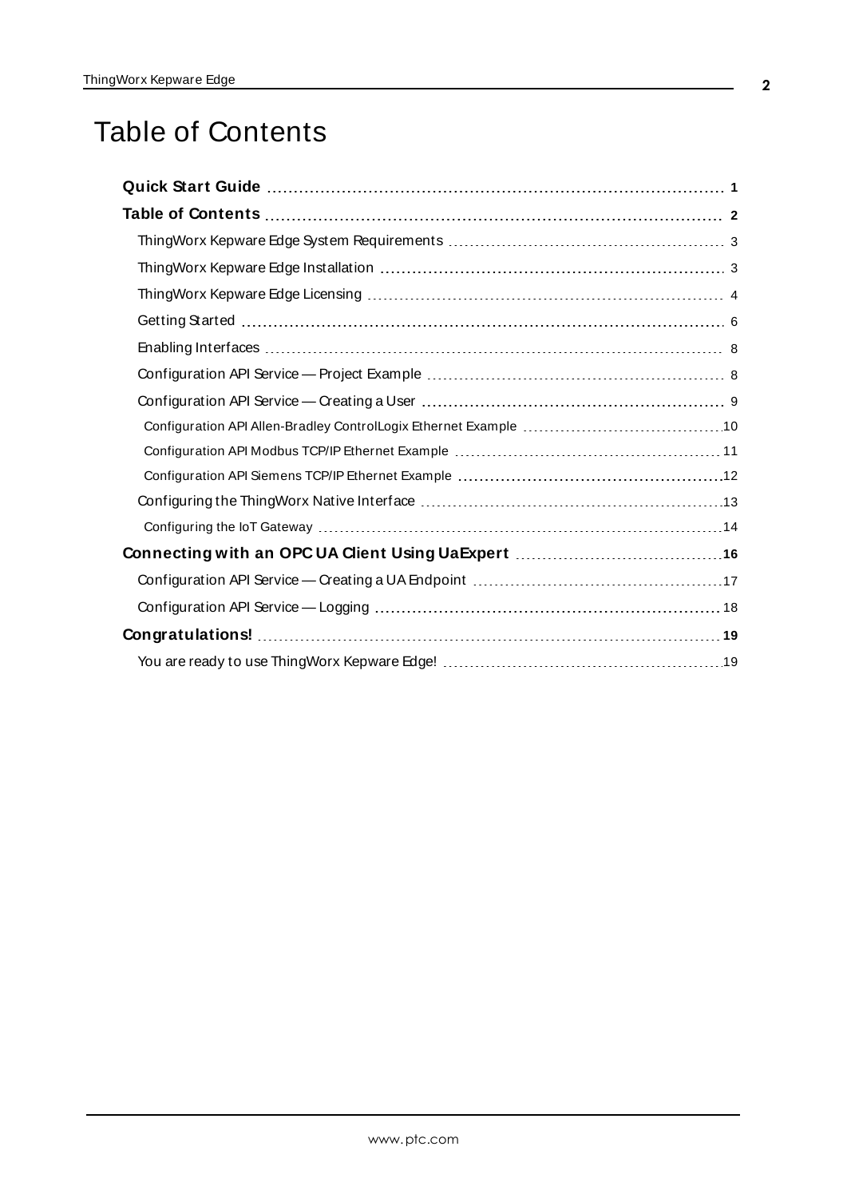# Table of Contents

**Quick Start Guide** 1

**Table of Contents** 2

- ThingWorx Kepware Edge System Requirements 3
- ThingWorx Kepware Edge Installation 3
- ThingWorx Kepware Edge Licensing 4
- Getting Started 6
- Enabling Interfaces 8
- Configuration API Service — Project Example 8
- Configuration API Service — Creating a User 9
  - Configuration API Allen-Bradley ControlLogix Ethernet Example 10
  - Configuration API Modbus TCP/IP Ethernet Example 11
  - Configuration API Siemens TCP/IP Ethernet Example 12
- Configuring the ThingWorx Native Interface 13
  - Configuring the IoT Gateway 14

**Connecting with an OPC UA Client Using UaExpert** 16

- Configuration API Service — Creating a UA Endpoint 17
- Configuration API Service — Logging 18

**Congratulations!** 19

- You are ready to use ThingWorx Kepware Edge! 19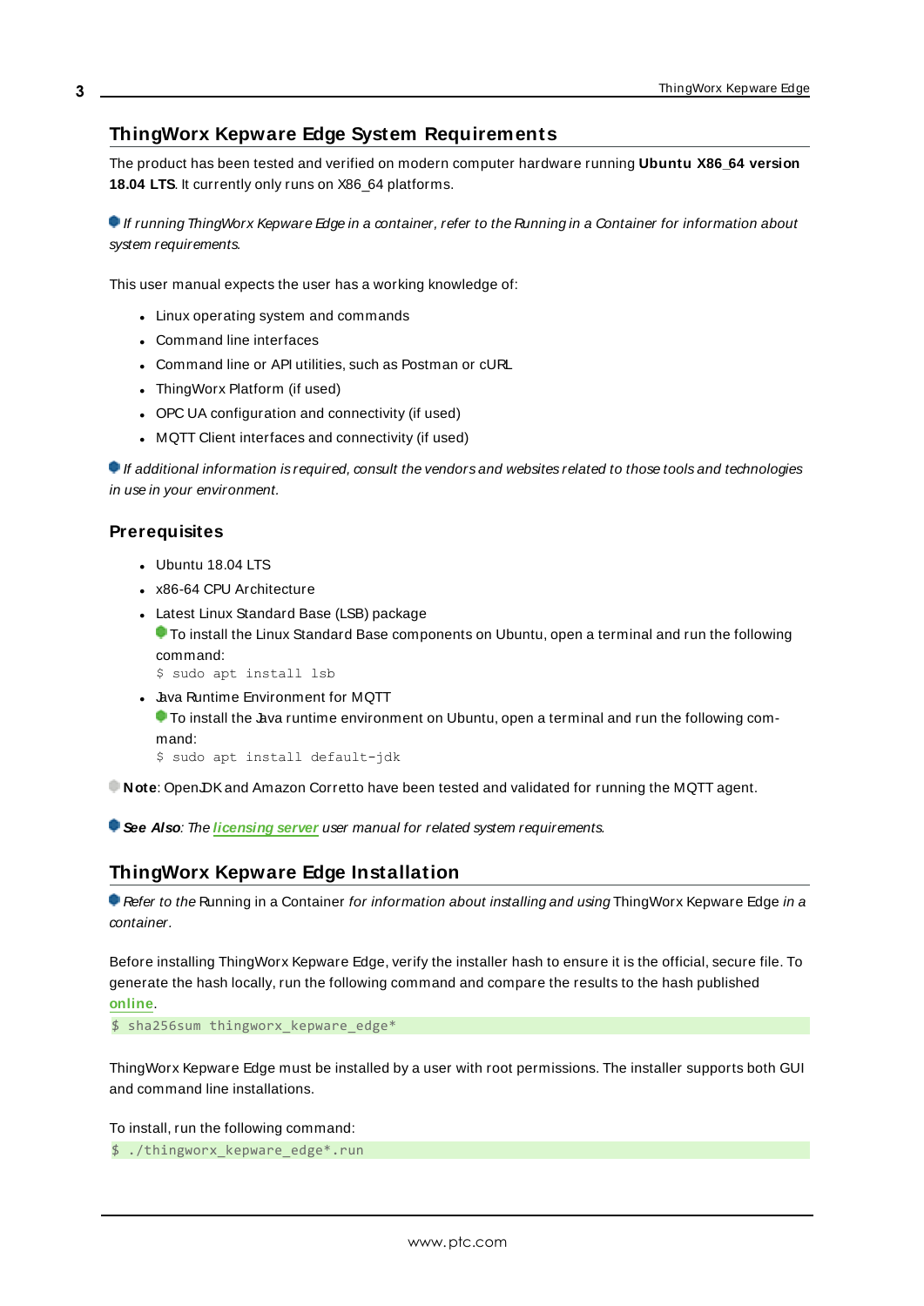## ThingWorx Kepware Edge System Requirements

The product has been tested and verified on modern computer hardware running **Ubuntu X86_64 version 18.04 LTS**. It currently only runs on X86_64 platforms.

*If running ThingWorx Kepware Edge in a container, refer to the Running in a Container for information about system requirements.*

This user manual expects the user has a working knowledge of:

- Linux operating system and commands
- Command line interfaces
- Command line or API utilities, such as Postman or cURL
- ThingWorx Platform (if used)
- OPC UA configuration and connectivity (if used)
- MQTT Client interfaces and connectivity (if used)

*If additional information is required, consult the vendors and websites related to those tools and technologies in use in your environment.*

### Prerequisites

- Ubuntu 18.04 LTS
- x86-64 CPU Architecture
- Latest Linux Standard Base (LSB) package
  To install the Linux Standard Base components on Ubuntu, open a terminal and run the following command:
  ```
  $ sudo apt install lsb
  ```
- Java Runtime Environment for MQTT
  To install the Java runtime environment on Ubuntu, open a terminal and run the following command:
  ```
  $ sudo apt install default-jdk
  ```

**Note**: OpenJDK and Amazon Corretto have been tested and validated for running the MQTT agent.

***See Also****: The* **licensing server** *user manual for related system requirements.*

## ThingWorx Kepware Edge Installation

*Refer to the* Running in a Container *for information about installing and using* ThingWorx Kepware Edge *in a container.*

Before installing ThingWorx Kepware Edge, verify the installer hash to ensure it is the official, secure file. To generate the hash locally, run the following command and compare the results to the hash published **online**.

```
$ sha256sum thingworx_kepware_edge*
```

ThingWorx Kepware Edge must be installed by a user with root permissions. The installer supports both GUI and command line installations.

To install, run the following command:

```
$ ./thingworx_kepware_edge*.run
```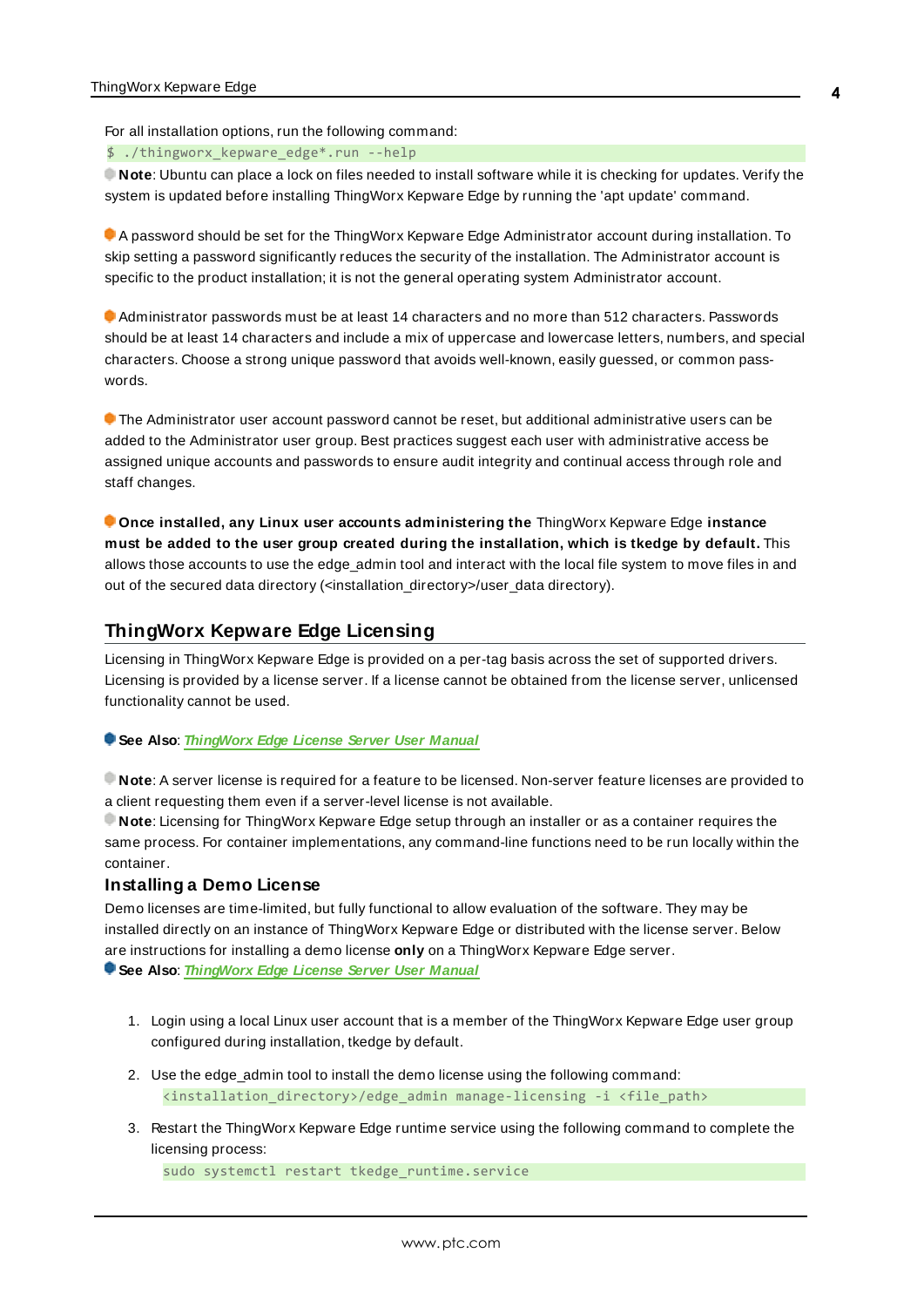For all installation options, run the following command:

```
$ ./thingworx_kepware_edge*.run --help
```

**Note**: Ubuntu can place a lock on files needed to install software while it is checking for updates. Verify the system is updated before installing ThingWorx Kepware Edge by running the 'apt update' command.

A password should be set for the ThingWorx Kepware Edge Administrator account during installation. To skip setting a password significantly reduces the security of the installation. The Administrator account is specific to the product installation; it is not the general operating system Administrator account.

Administrator passwords must be at least 14 characters and no more than 512 characters. Passwords should be at least 14 characters and include a mix of uppercase and lowercase letters, numbers, and special characters. Choose a strong unique password that avoids well-known, easily guessed, or common passwords.

The Administrator user account password cannot be reset, but additional administrative users can be added to the Administrator user group. Best practices suggest each user with administrative access be assigned unique accounts and passwords to ensure audit integrity and continual access through role and staff changes.

**Once installed, any Linux user accounts administering the** ThingWorx Kepware Edge **instance must be added to the user group created during the installation, which is tkedge by default.** This allows those accounts to use the edge_admin tool and interact with the local file system to move files in and out of the secured data directory (<installation_directory>/user_data directory).

## ThingWorx Kepware Edge Licensing

Licensing in ThingWorx Kepware Edge is provided on a per-tag basis across the set of supported drivers. Licensing is provided by a license server. If a license cannot be obtained from the license server, unlicensed functionality cannot be used.

**See Also**: *ThingWorx Edge License Server User Manual*

**Note**: A server license is required for a feature to be licensed. Non-server feature licenses are provided to a client requesting them even if a server-level license is not available.

**Note**: Licensing for ThingWorx Kepware Edge setup through an installer or as a container requires the same process. For container implementations, any command-line functions need to be run locally within the container.

### Installing a Demo License

Demo licenses are time-limited, but fully functional to allow evaluation of the software. They may be installed directly on an instance of ThingWorx Kepware Edge or distributed with the license server. Below are instructions for installing a demo license **only** on a ThingWorx Kepware Edge server.

**See Also**: *ThingWorx Edge License Server User Manual*

1. Login using a local Linux user account that is a member of the ThingWorx Kepware Edge user group configured during installation, tkedge by default.

2. Use the edge_admin tool to install the demo license using the following command:

   ```
   <installation_directory>/edge_admin manage-licensing -i <file_path>
   ```

3. Restart the ThingWorx Kepware Edge runtime service using the following command to complete the licensing process:

   ```
   sudo systemctl restart tkedge_runtime.service
   ```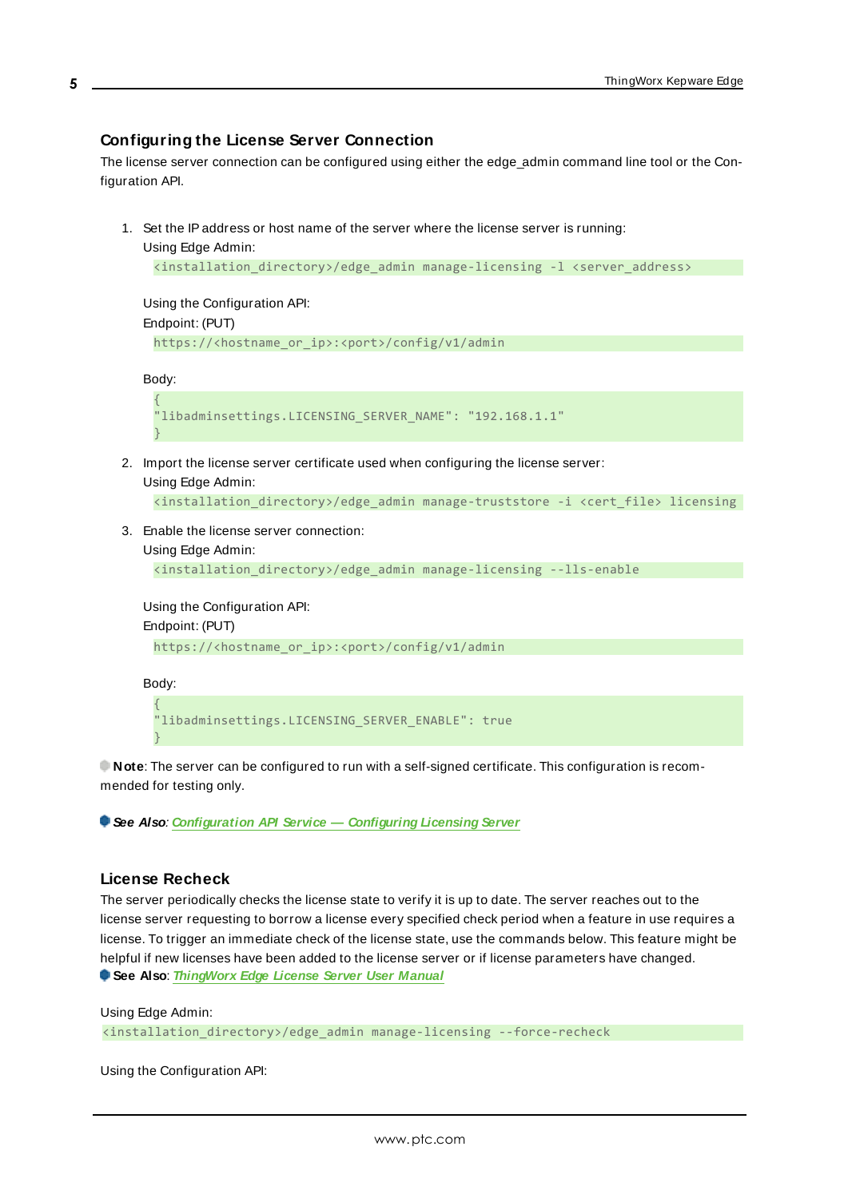## Configuring the License Server Connection

The license server connection can be configured using either the edge_admin command line tool or the Configuration API.

1. Set the IP address or host name of the server where the license server is running:
   Using Edge Admin:
   ```
   <installation_directory>/edge_admin manage-licensing -l <server_address>
   ```
   Using the Configuration API:
   Endpoint: (PUT)
   ```
   https://<hostname_or_ip>:<port>/config/v1/admin
   ```
   Body:
   ```
   {
   "libadminsettings.LICENSING_SERVER_NAME": "192.168.1.1"
   }
   ```
2. Import the license server certificate used when configuring the license server:
   Using Edge Admin:
   ```
   <installation_directory>/edge_admin manage-truststore -i <cert_file> licensing
   ```
3. Enable the license server connection:
   Using Edge Admin:
   ```
   <installation_directory>/edge_admin manage-licensing --lls-enable
   ```
   Using the Configuration API:
   Endpoint: (PUT)
   ```
   https://<hostname_or_ip>:<port>/config/v1/admin
   ```
   Body:
   ```
   {
   "libadminsettings.LICENSING_SERVER_ENABLE": true
   }
   ```

**Note**: The server can be configured to run with a self-signed certificate. This configuration is recommended for testing only.

***See Also***: *Configuration API Service — Configuring Licensing Server*

## License Recheck

The server periodically checks the license state to verify it is up to date. The server reaches out to the license server requesting to borrow a license every specified check period when a feature in use requires a license. To trigger an immediate check of the license state, use the commands below. This feature might be helpful if new licenses have been added to the license server or if license parameters have changed.
**See Also**: *ThingWorx Edge License Server User Manual*

Using Edge Admin:
```
<installation_directory>/edge_admin manage-licensing --force-recheck
```

Using the Configuration API: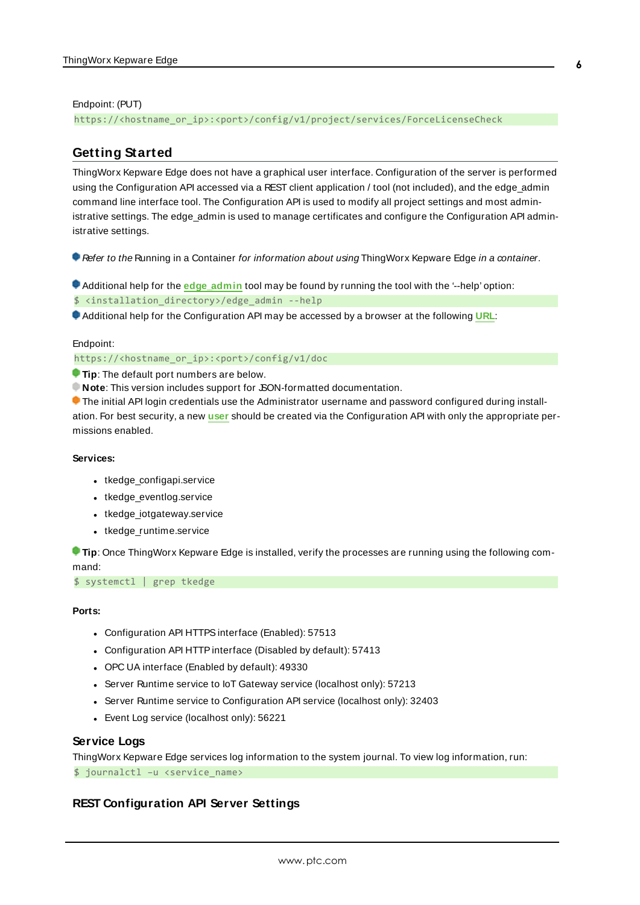Endpoint: (PUT)

```
https://<hostname_or_ip>:<port>/config/v1/project/services/ForceLicenseCheck
```

## Getting Started

ThingWorx Kepware Edge does not have a graphical user interface. Configuration of the server is performed using the Configuration API accessed via a REST client application / tool (not included), and the edge_admin command line interface tool. The Configuration API is used to modify all project settings and most administrative settings. The edge_admin is used to manage certificates and configure the Configuration API administrative settings.

*Refer to the* Running in a Container *for information about using* ThingWorx Kepware Edge *in a container.*

Additional help for the **edge_admin** tool may be found by running the tool with the '--help' option:

```
$ <installation_directory>/edge_admin --help
```

Additional help for the Configuration API may be accessed by a browser at the following **URL**:

Endpoint:

```
https://<hostname_or_ip>:<port>/config/v1/doc
```

**Tip**: The default port numbers are below.

**Note**: This version includes support for JSON-formatted documentation.

The initial API login credentials use the Administrator username and password configured during installation. For best security, a new **user** should be created via the Configuration API with only the appropriate permissions enabled.

**Services:**

- tkedge_configapi.service
- tkedge_eventlog.service
- tkedge_iotgateway.service
- tkedge_runtime.service

**Tip**: Once ThingWorx Kepware Edge is installed, verify the processes are running using the following command:

```
$ systemctl | grep tkedge
```

**Ports:**

- Configuration API HTTPS interface (Enabled): 57513
- Configuration API HTTP interface (Disabled by default): 57413
- OPC UA interface (Enabled by default): 49330
- Server Runtime service to IoT Gateway service (localhost only): 57213
- Server Runtime service to Configuration API service (localhost only): 32403
- Event Log service (localhost only): 56221

### Service Logs

ThingWorx Kepware Edge services log information to the system journal. To view log information, run:

```
$ journalctl -u <service_name>
```

### REST Configuration API Server Settings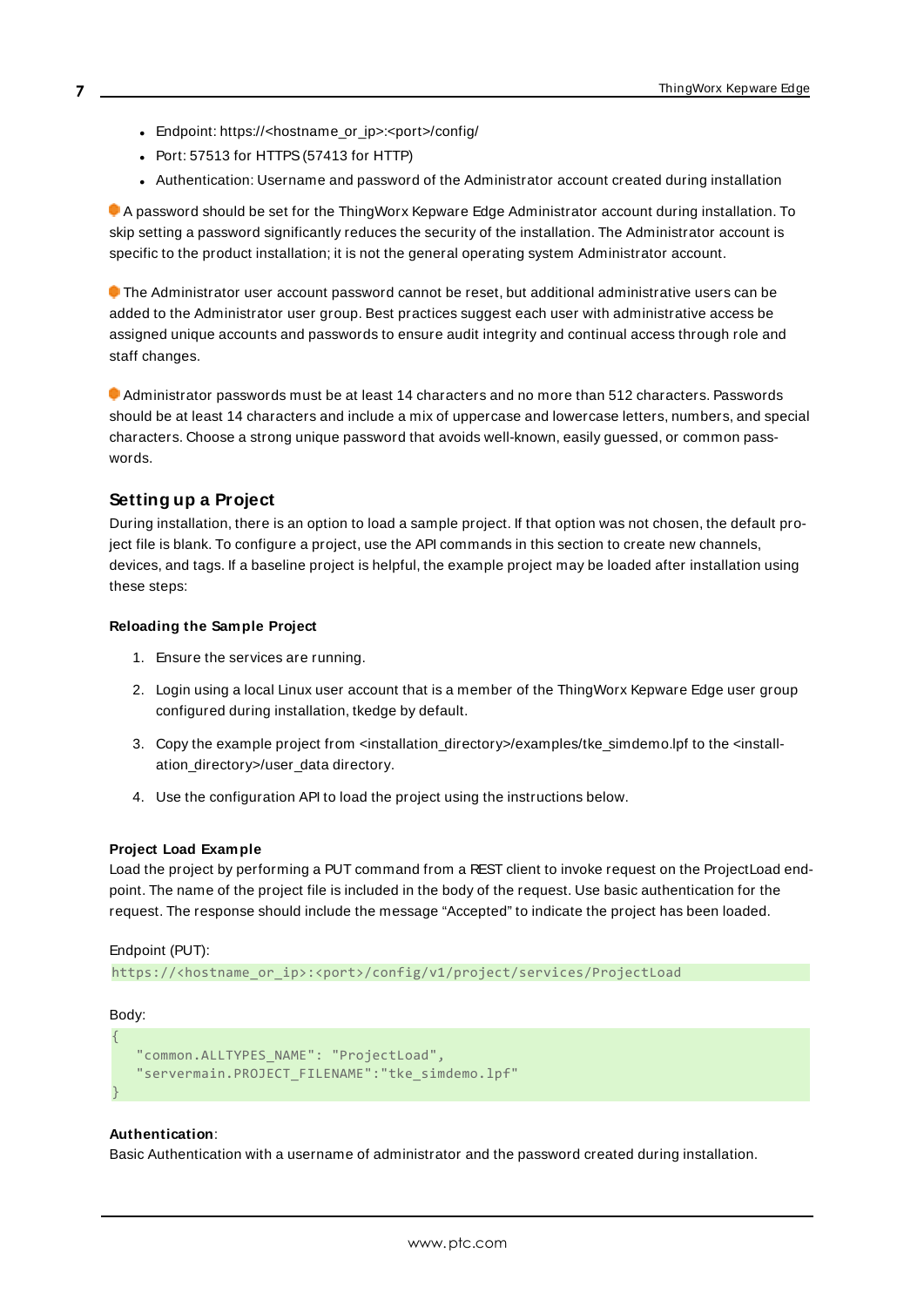- Endpoint: https://<hostname_or_ip>:<port>/config/
- Port: 57513 for HTTPS (57413 for HTTP)
- Authentication: Username and password of the Administrator account created during installation

A password should be set for the ThingWorx Kepware Edge Administrator account during installation. To skip setting a password significantly reduces the security of the installation. The Administrator account is specific to the product installation; it is not the general operating system Administrator account.

The Administrator user account password cannot be reset, but additional administrative users can be added to the Administrator user group. Best practices suggest each user with administrative access be assigned unique accounts and passwords to ensure audit integrity and continual access through role and staff changes.

Administrator passwords must be at least 14 characters and no more than 512 characters. Passwords should be at least 14 characters and include a mix of uppercase and lowercase letters, numbers, and special characters. Choose a strong unique password that avoids well-known, easily guessed, or common passwords.

## Setting up a Project

During installation, there is an option to load a sample project. If that option was not chosen, the default project file is blank. To configure a project, use the API commands in this section to create new channels, devices, and tags. If a baseline project is helpful, the example project may be loaded after installation using these steps:

**Reloading the Sample Project**

1. Ensure the services are running.
2. Login using a local Linux user account that is a member of the ThingWorx Kepware Edge user group configured during installation, tkedge by default.
3. Copy the example project from <installation_directory>/examples/tke_simdemo.lpf to the <installation_directory>/user_data directory.
4. Use the configuration API to load the project using the instructions below.

**Project Load Example**

Load the project by performing a PUT command from a REST client to invoke request on the ProjectLoad endpoint. The name of the project file is included in the body of the request. Use basic authentication for the request. The response should include the message "Accepted" to indicate the project has been loaded.

Endpoint (PUT):

```
https://<hostname_or_ip>:<port>/config/v1/project/services/ProjectLoad
```

Body:

```
{
    "common.ALLTYPES_NAME": "ProjectLoad",
    "servermain.PROJECT_FILENAME":"tke_simdemo.lpf"
}
```

**Authentication**:

Basic Authentication with a username of administrator and the password created during installation.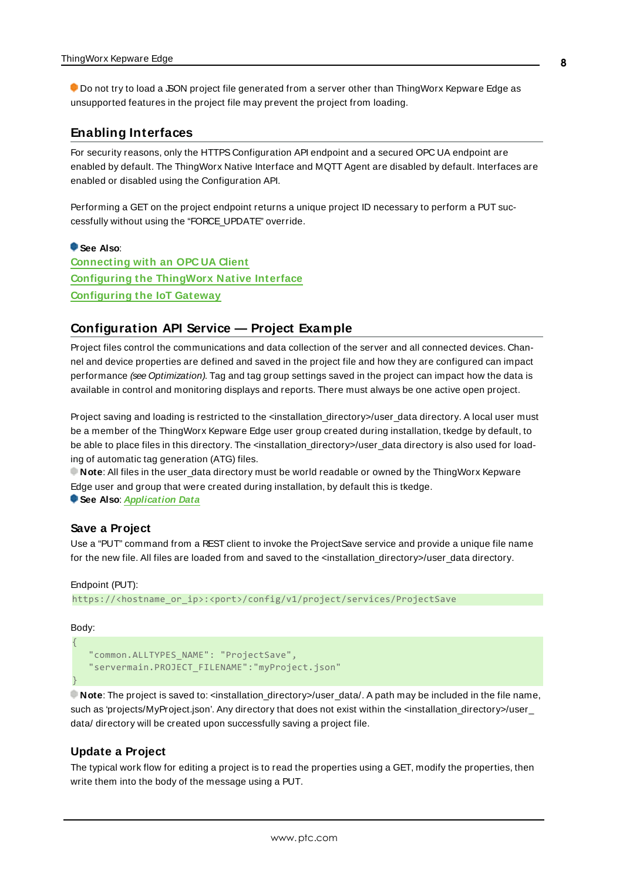Do not try to load a JSON project file generated from a server other than ThingWorx Kepware Edge as unsupported features in the project file may prevent the project from loading.

## Enabling Interfaces

For security reasons, only the HTTPS Configuration API endpoint and a secured OPC UA endpoint are enabled by default. The ThingWorx Native Interface and MQTT Agent are disabled by default. Interfaces are enabled or disabled using the Configuration API.

Performing a GET on the project endpoint returns a unique project ID necessary to perform a PUT successfully without using the “FORCE_UPDATE” override.

**See Also**:
**Connecting with an OPC UA Client**
**Configuring the ThingWorx Native Interface**
**Configuring the IoT Gateway**

## Configuration API Service — Project Example

Project files control the communications and data collection of the server and all connected devices. Channel and device properties are defined and saved in the project file and how they are configured can impact performance *(see Optimization)*. Tag and tag group settings saved in the project can impact how the data is available in control and monitoring displays and reports. There must always be one active open project.

Project saving and loading is restricted to the <installation_directory>/user_data directory. A local user must be a member of the ThingWorx Kepware Edge user group created during installation, tkedge by default, to be able to place files in this directory. The <installation_directory>/user_data directory is also used for loading of automatic tag generation (ATG) files.

**Note**: All files in the user_data directory must be world readable or owned by the ThingWorx Kepware Edge user and group that were created during installation, by default this is tkedge.

**See Also**: ***Application Data***

### Save a Project

Use a “PUT” command from a REST client to invoke the ProjectSave service and provide a unique file name for the new file. All files are loaded from and saved to the <installation_directory>/user_data directory.

Endpoint (PUT):

```
https://<hostname_or_ip>:<port>/config/v1/project/services/ProjectSave
```

Body:

```
{
   "common.ALLTYPES_NAME": "ProjectSave",
   "servermain.PROJECT_FILENAME":"myProject.json"
}
```

**Note**: The project is saved to: <installation_directory>/user_data/. A path may be included in the file name, such as ‘projects/MyProject.json’. Any directory that does not exist within the <installation_directory>/user_data/ directory will be created upon successfully saving a project file.

### Update a Project

The typical work flow for editing a project is to read the properties using a GET, modify the properties, then write them into the body of the message using a PUT.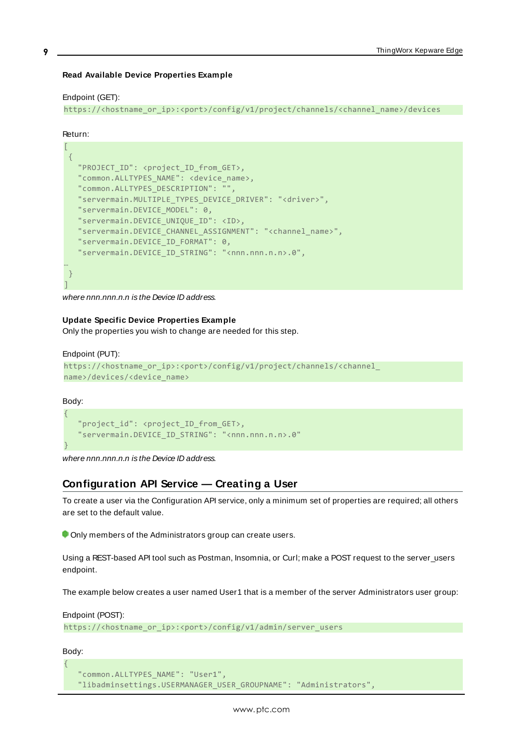**Read Available Device Properties Example**

Endpoint (GET):

```
https://<hostname_or_ip>:<port>/config/v1/project/channels/<channel_name>/devices
```

Return:

```
[
 {
   "PROJECT_ID": <project_ID_from_GET>,
   "common.ALLTYPES_NAME": <device_name>,
   "common.ALLTYPES_DESCRIPTION": "",
   "servermain.MULTIPLE_TYPES_DEVICE_DRIVER": "<driver>",
   "servermain.DEVICE_MODEL": 0,
   "servermain.DEVICE_UNIQUE_ID": <ID>,
   "servermain.DEVICE_CHANNEL_ASSIGNMENT": "<channel_name>",
   "servermain.DEVICE_ID_FORMAT": 0,
   "servermain.DEVICE_ID_STRING": "<nnn.nnn.n.n>.0",
…
 }
]
```

*where nnn.nnn.n.n is the Device ID address.*

**Update Specific Device Properties Example**

Only the properties you wish to change are needed for this step.

Endpoint (PUT):

```
https://<hostname_or_ip>:<port>/config/v1/project/channels/<channel_
name>/devices/<device_name>
```

Body:

```
{
   "project_id": <project_ID_from_GET>,
   "servermain.DEVICE_ID_STRING": "<nnn.nnn.n.n>.0"
}
```

*where nnn.nnn.n.n is the Device ID address.*

## Configuration API Service — Creating a User

To create a user via the Configuration API service, only a minimum set of properties are required; all others are set to the default value.

Only members of the Administrators group can create users.

Using a REST-based API tool such as Postman, Insomnia, or Curl; make a POST request to the server_users endpoint.

The example below creates a user named User1 that is a member of the server Administrators user group:

Endpoint (POST):

```
https://<hostname_or_ip>:<port>/config/v1/admin/server_users
```

Body:

```
{
   "common.ALLTYPES_NAME": "User1",
   "libadminsettings.USERMANAGER_USER_GROUPNAME": "Administrators",
```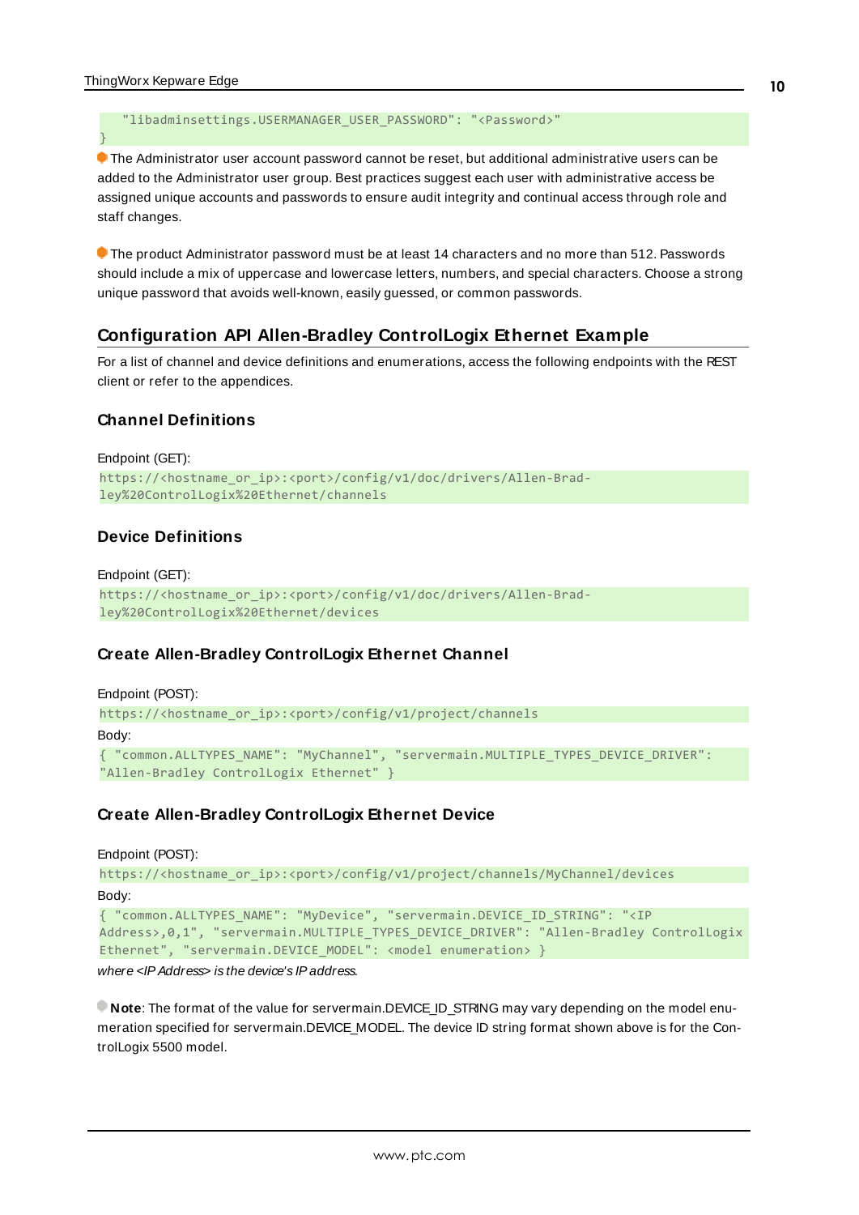```
    "libadminsettings.USERMANAGER_USER_PASSWORD": "<Password>"
}
```

The Administrator user account password cannot be reset, but additional administrative users can be added to the Administrator user group. Best practices suggest each user with administrative access be assigned unique accounts and passwords to ensure audit integrity and continual access through role and staff changes.

The product Administrator password must be at least 14 characters and no more than 512. Passwords should include a mix of uppercase and lowercase letters, numbers, and special characters. Choose a strong unique password that avoids well-known, easily guessed, or common passwords.

## Configuration API Allen-Bradley ControlLogix Ethernet Example

For a list of channel and device definitions and enumerations, access the following endpoints with the REST client or refer to the appendices.

### Channel Definitions

Endpoint (GET):

```
https://<hostname_or_ip>:<port>/config/v1/doc/drivers/Allen-Bradley%20ControlLogix%20Ethernet/channels
```

### Device Definitions

Endpoint (GET):

```
https://<hostname_or_ip>:<port>/config/v1/doc/drivers/Allen-Bradley%20ControlLogix%20Ethernet/devices
```

### Create Allen-Bradley ControlLogix Ethernet Channel

Endpoint (POST):

```
https://<hostname_or_ip>:<port>/config/v1/project/channels
```

Body:

```
{ "common.ALLTYPES_NAME": "MyChannel", "servermain.MULTIPLE_TYPES_DEVICE_DRIVER": "Allen-Bradley ControlLogix Ethernet" }
```

### Create Allen-Bradley ControlLogix Ethernet Device

Endpoint (POST):

```
https://<hostname_or_ip>:<port>/config/v1/project/channels/MyChannel/devices
```

Body:

```
{ "common.ALLTYPES_NAME": "MyDevice", "servermain.DEVICE_ID_STRING": "<IP Address>,0,1", "servermain.MULTIPLE_TYPES_DEVICE_DRIVER": "Allen-Bradley ControlLogix Ethernet", "servermain.DEVICE_MODEL": <model enumeration> }
```

*where <IP Address> is the device's IP address.*

**Note**: The format of the value for servermain.DEVICE_ID_STRING may vary depending on the model enumeration specified for servermain.DEVICE_MODEL. The device ID string format shown above is for the ControlLogix 5500 model.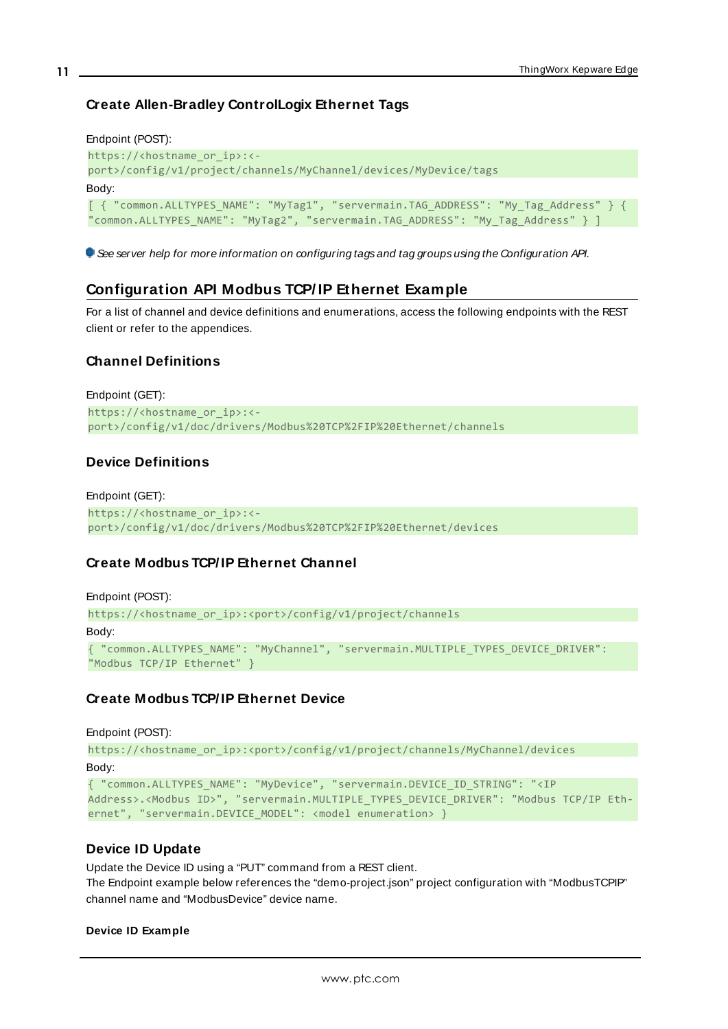### Create Allen-Bradley ControlLogix Ethernet Tags

Endpoint (POST):

```
https://<hostname_or_ip>:<port>/config/v1/project/channels/MyChannel/devices/MyDevice/tags
```

Body:

```
[ { "common.ALLTYPES_NAME": "MyTag1", "servermain.TAG_ADDRESS": "My_Tag_Address" } { "common.ALLTYPES_NAME": "MyTag2", "servermain.TAG_ADDRESS": "My_Tag_Address" } ]
```

*See server help for more information on configuring tags and tag groups using the Configuration API.*

## Configuration API Modbus TCP/IP Ethernet Example

For a list of channel and device definitions and enumerations, access the following endpoints with the REST client or refer to the appendices.

### Channel Definitions

Endpoint (GET):

```
https://<hostname_or_ip>:<port>/config/v1/doc/drivers/Modbus%20TCP%2FIP%20Ethernet/channels
```

### Device Definitions

Endpoint (GET):

```
https://<hostname_or_ip>:<port>/config/v1/doc/drivers/Modbus%20TCP%2FIP%20Ethernet/devices
```

### Create Modbus TCP/IP Ethernet Channel

Endpoint (POST):

```
https://<hostname_or_ip>:<port>/config/v1/project/channels
```

Body:

```
{ "common.ALLTYPES_NAME": "MyChannel", "servermain.MULTIPLE_TYPES_DEVICE_DRIVER": "Modbus TCP/IP Ethernet" }
```

### Create Modbus TCP/IP Ethernet Device

Endpoint (POST):

```
https://<hostname_or_ip>:<port>/config/v1/project/channels/MyChannel/devices
```

Body:

```
{ "common.ALLTYPES_NAME": "MyDevice", "servermain.DEVICE_ID_STRING": "<IP Address>.<Modbus ID>", "servermain.MULTIPLE_TYPES_DEVICE_DRIVER": "Modbus TCP/IP Ethernet", "servermain.DEVICE_MODEL": <model enumeration> }
```

### Device ID Update

Update the Device ID using a "PUT" command from a REST client.
The Endpoint example below references the "demo-project.json" project configuration with "ModbusTCPIP" channel name and "ModbusDevice" device name.

#### Device ID Example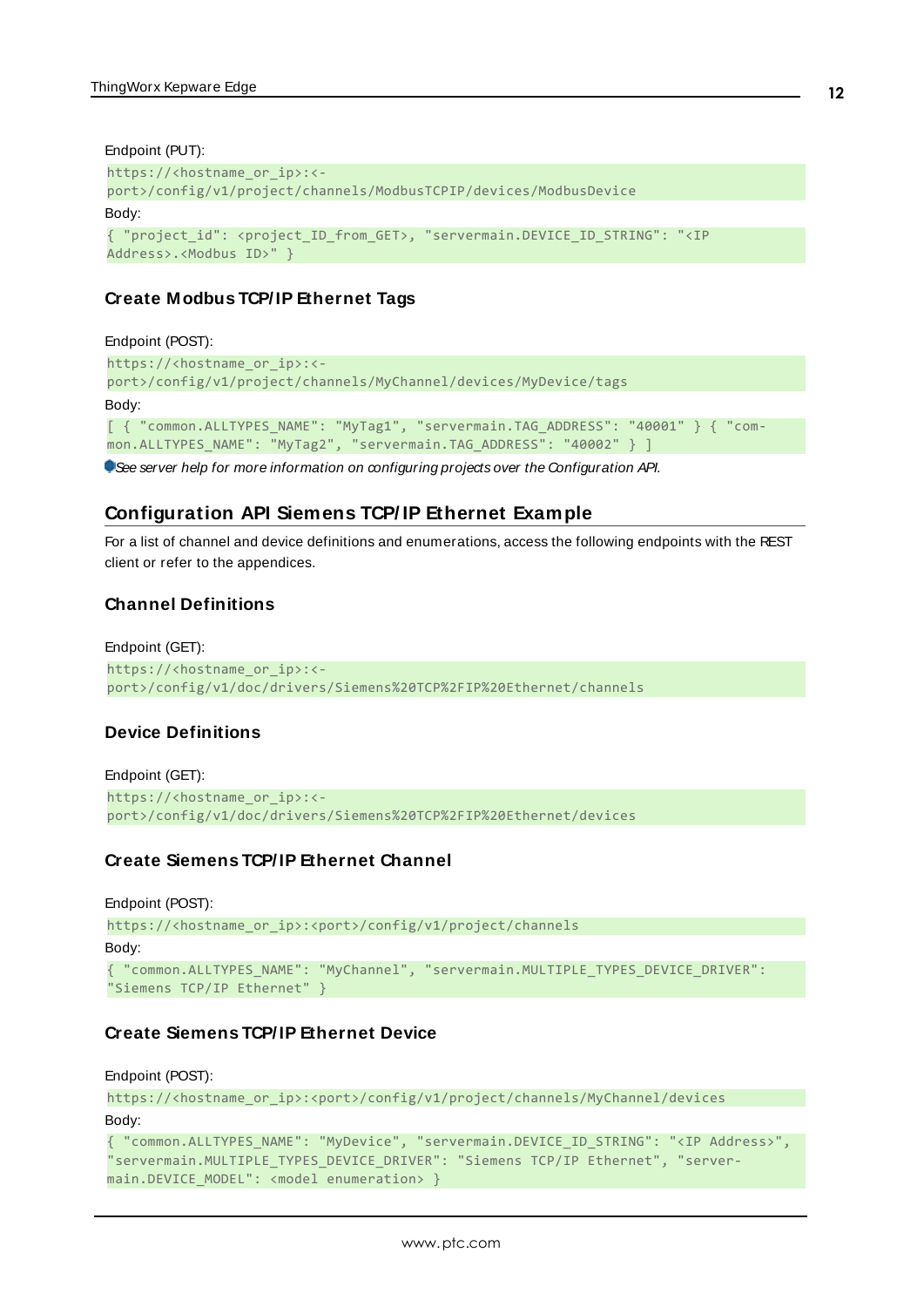Endpoint (PUT):

```
https://<hostname_or_ip>:<port>/config/v1/project/channels/ModbusTCPIP/devices/ModbusDevice
```

Body:

```
{ "project_id": <project_ID_from_GET>, "servermain.DEVICE_ID_STRING": "<IP Address>.<Modbus ID>" }
```

### Create Modbus TCP/IP Ethernet Tags

Endpoint (POST):

```
https://<hostname_or_ip>:<port>/config/v1/project/channels/MyChannel/devices/MyDevice/tags
```

Body:

```
[ { "common.ALLTYPES_NAME": "MyTag1", "servermain.TAG_ADDRESS": "40001" } { "common.ALLTYPES_NAME": "MyTag2", "servermain.TAG_ADDRESS": "40002" } ]
```

*See server help for more information on configuring projects over the Configuration API.*

## Configuration API Siemens TCP/IP Ethernet Example

For a list of channel and device definitions and enumerations, access the following endpoints with the REST client or refer to the appendices.

### Channel Definitions

Endpoint (GET):

```
https://<hostname_or_ip>:<port>/config/v1/doc/drivers/Siemens%20TCP%2FIP%20Ethernet/channels
```

### Device Definitions

Endpoint (GET):

```
https://<hostname_or_ip>:<port>/config/v1/doc/drivers/Siemens%20TCP%2FIP%20Ethernet/devices
```

### Create Siemens TCP/IP Ethernet Channel

Endpoint (POST):

```
https://<hostname_or_ip>:<port>/config/v1/project/channels
```

Body:

```
{ "common.ALLTYPES_NAME": "MyChannel", "servermain.MULTIPLE_TYPES_DEVICE_DRIVER": "Siemens TCP/IP Ethernet" }
```

### Create Siemens TCP/IP Ethernet Device

Endpoint (POST):

```
https://<hostname_or_ip>:<port>/config/v1/project/channels/MyChannel/devices
```

Body:

```
{ "common.ALLTYPES_NAME": "MyDevice", "servermain.DEVICE_ID_STRING": "<IP Address>", "servermain.MULTIPLE_TYPES_DEVICE_DRIVER": "Siemens TCP/IP Ethernet", "servermain.DEVICE_MODEL": <model enumeration> }
```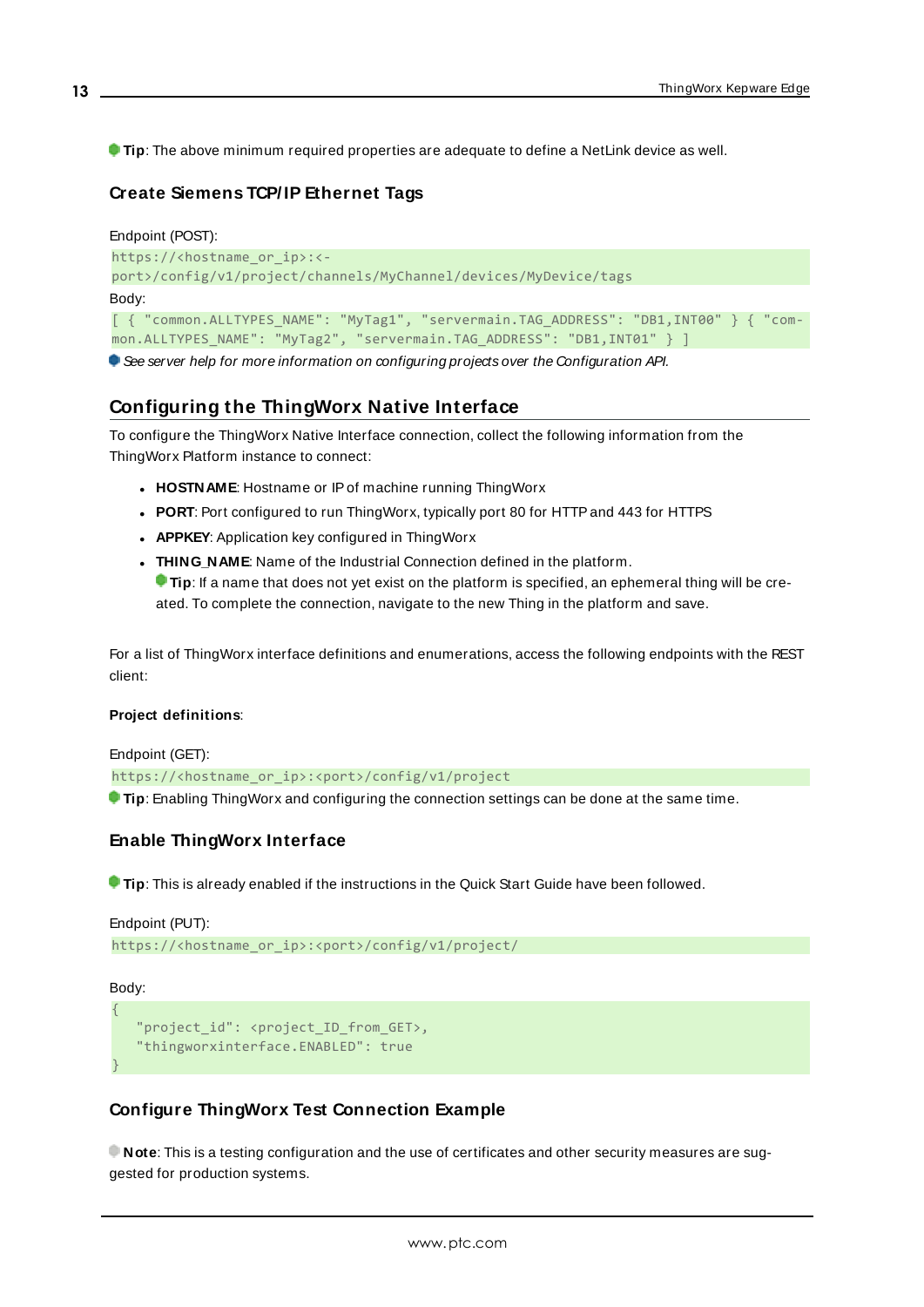**Tip**: The above minimum required properties are adequate to define a NetLink device as well.

### Create Siemens TCP/IP Ethernet Tags

Endpoint (POST):

```
https://<hostname_or_ip>:<port>/config/v1/project/channels/MyChannel/devices/MyDevice/tags
```

Body:

```
[ { "common.ALLTYPES_NAME": "MyTag1", "servermain.TAG_ADDRESS": "DB1,INT00" } { "common.ALLTYPES_NAME": "MyTag2", "servermain.TAG_ADDRESS": "DB1,INT01" } ]
```

*See server help for more information on configuring projects over the Configuration API.*

## Configuring the ThingWorx Native Interface

To configure the ThingWorx Native Interface connection, collect the following information from the ThingWorx Platform instance to connect:

- **HOSTNAME**: Hostname or IP of machine running ThingWorx
- **PORT**: Port configured to run ThingWorx, typically port 80 for HTTP and 443 for HTTPS
- **APPKEY**: Application key configured in ThingWorx
- **THING_NAME**: Name of the Industrial Connection defined in the platform.
  **Tip**: If a name that does not yet exist on the platform is specified, an ephemeral thing will be created. To complete the connection, navigate to the new Thing in the platform and save.

For a list of ThingWorx interface definitions and enumerations, access the following endpoints with the REST client:

**Project definitions**:

Endpoint (GET):

```
https://<hostname_or_ip>:<port>/config/v1/project
```

**Tip**: Enabling ThingWorx and configuring the connection settings can be done at the same time.

### Enable ThingWorx Interface

**Tip**: This is already enabled if the instructions in the Quick Start Guide have been followed.

Endpoint (PUT):

```
https://<hostname_or_ip>:<port>/config/v1/project/
```

Body:

```
{
   "project_id": <project_ID_from_GET>,
   "thingworxinterface.ENABLED": true
}
```

### Configure ThingWorx Test Connection Example

**Note**: This is a testing configuration and the use of certificates and other security measures are suggested for production systems.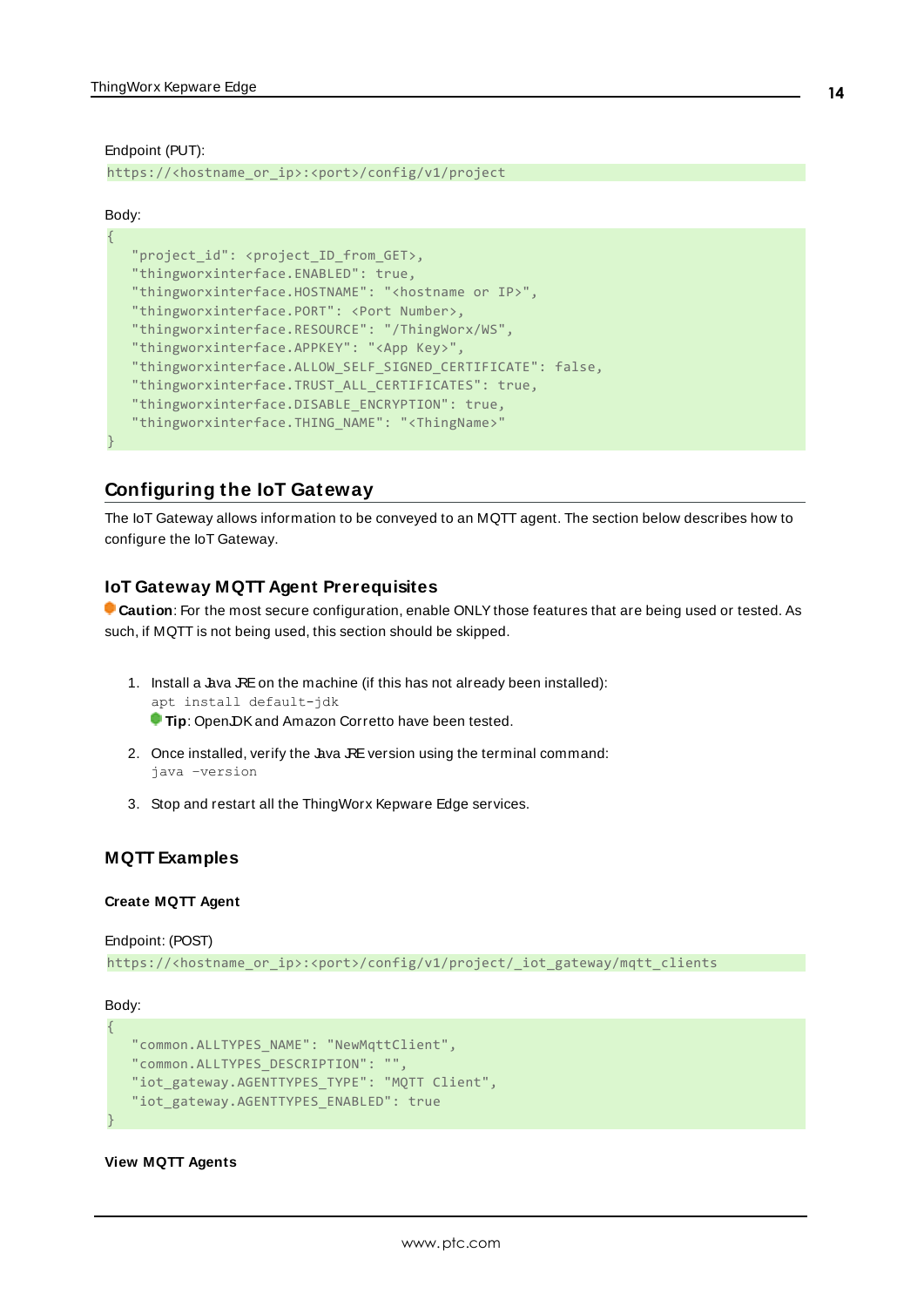Endpoint (PUT):

```
https://<hostname_or_ip>:<port>/config/v1/project
```

Body:

```
{
   "project_id": <project_ID_from_GET>,
   "thingworxinterface.ENABLED": true,
   "thingworxinterface.HOSTNAME": "<hostname or IP>",
   "thingworxinterface.PORT": <Port Number>,
   "thingworxinterface.RESOURCE": "/ThingWorx/WS",
   "thingworxinterface.APPKEY": "<App Key>",
   "thingworxinterface.ALLOW_SELF_SIGNED_CERTIFICATE": false,
   "thingworxinterface.TRUST_ALL_CERTIFICATES": true,
   "thingworxinterface.DISABLE_ENCRYPTION": true,
   "thingworxinterface.THING_NAME": "<ThingName>"
}
```

## Configuring the IoT Gateway

The IoT Gateway allows information to be conveyed to an MQTT agent. The section below describes how to configure the IoT Gateway.

### IoT Gateway MQTT Agent Prerequisites

**Caution**: For the most secure configuration, enable ONLY those features that are being used or tested. As such, if MQTT is not being used, this section should be skipped.

1. Install a Java JRE on the machine (if this has not already been installed):
   ```
   apt install default-jdk
   ```
   **Tip**: OpenJDK and Amazon Corretto have been tested.
2. Once installed, verify the Java JRE version using the terminal command:
   ```
   java -version
   ```
3. Stop and restart all the ThingWorx Kepware Edge services.

### MQTT Examples

**Create MQTT Agent**

Endpoint: (POST)

```
https://<hostname_or_ip>:<port>/config/v1/project/_iot_gateway/mqtt_clients
```

Body:

```
{
   "common.ALLTYPES_NAME": "NewMqttClient",
   "common.ALLTYPES_DESCRIPTION": "",
   "iot_gateway.AGENTTYPES_TYPE": "MQTT Client",
   "iot_gateway.AGENTTYPES_ENABLED": true
}
```

**View MQTT Agents**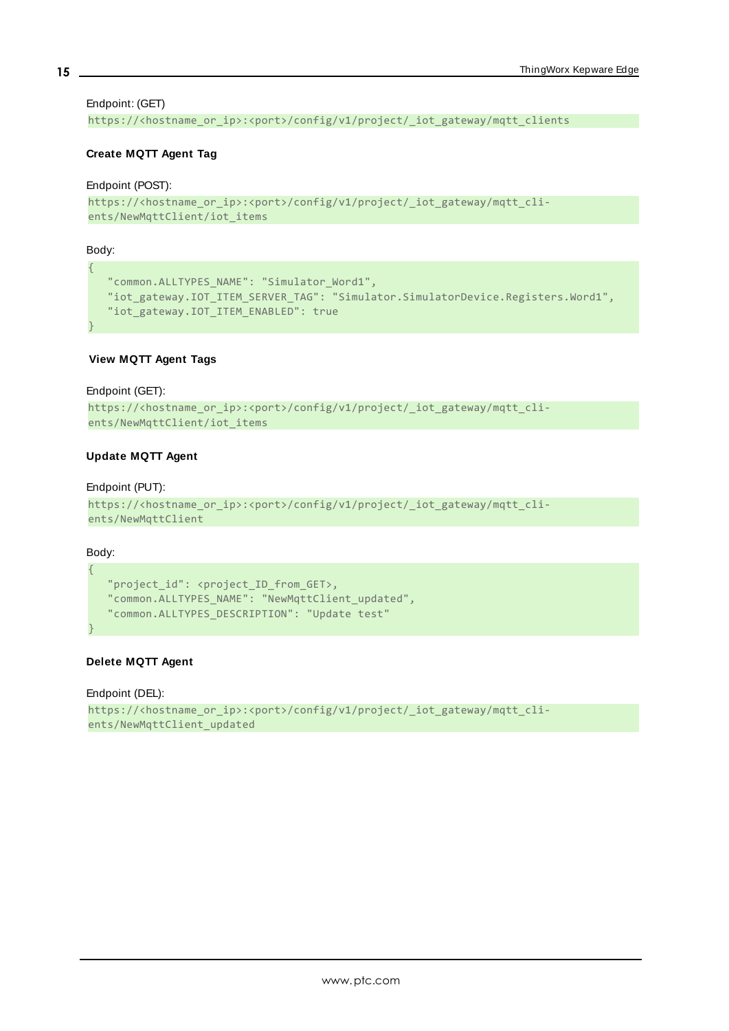Endpoint: (GET)

```
https://<hostname_or_ip>:<port>/config/v1/project/_iot_gateway/mqtt_clients
```

**Create MQTT Agent Tag**

Endpoint (POST):

```
https://<hostname_or_ip>:<port>/config/v1/project/_iot_gateway/mqtt_clients/NewMqttClient/iot_items
```

Body:

```
{
   "common.ALLTYPES_NAME": "Simulator_Word1",
   "iot_gateway.IOT_ITEM_SERVER_TAG": "Simulator.SimulatorDevice.Registers.Word1",
   "iot_gateway.IOT_ITEM_ENABLED": true
}
```

**View MQTT Agent Tags**

Endpoint (GET):

```
https://<hostname_or_ip>:<port>/config/v1/project/_iot_gateway/mqtt_clients/NewMqttClient/iot_items
```

**Update MQTT Agent**

Endpoint (PUT):

```
https://<hostname_or_ip>:<port>/config/v1/project/_iot_gateway/mqtt_clients/NewMqttClient
```

Body:

```
{
   "project_id": <project_ID_from_GET>,
   "common.ALLTYPES_NAME": "NewMqttClient_updated",
   "common.ALLTYPES_DESCRIPTION": "Update test"
}
```

**Delete MQTT Agent**

Endpoint (DEL):

```
https://<hostname_or_ip>:<port>/config/v1/project/_iot_gateway/mqtt_clients/NewMqttClient_updated
```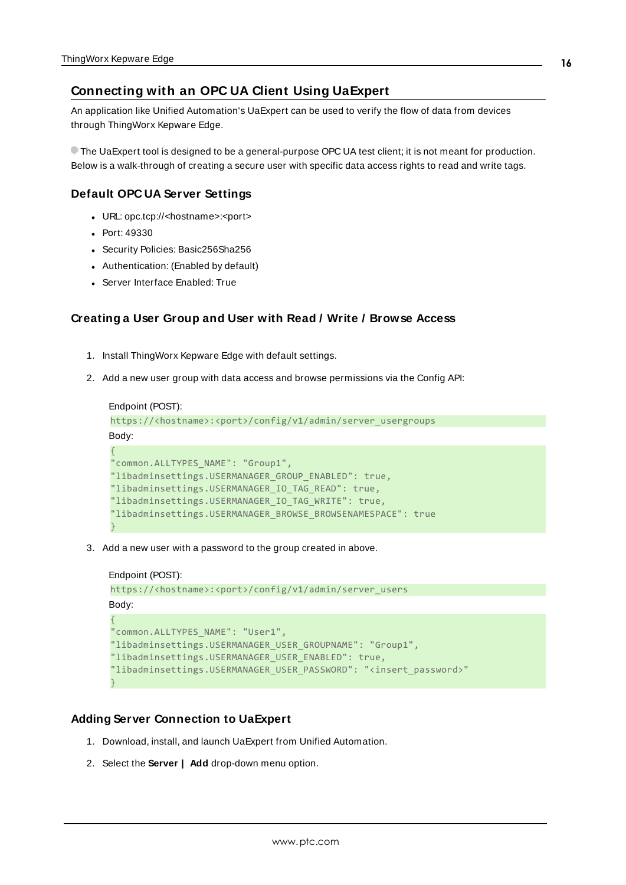## Connecting with an OPC UA Client Using UaExpert

An application like Unified Automation's UaExpert can be used to verify the flow of data from devices through ThingWorx Kepware Edge.

The UaExpert tool is designed to be a general-purpose OPC UA test client; it is not meant for production. Below is a walk-through of creating a secure user with specific data access rights to read and write tags.

### Default OPC UA Server Settings

- URL: opc.tcp://<hostname>:<port>
- Port: 49330
- Security Policies: Basic256Sha256
- Authentication: (Enabled by default)
- Server Interface Enabled: True

### Creating a User Group and User with Read / Write / Browse Access

1. Install ThingWorx Kepware Edge with default settings.
2. Add a new user group with data access and browse permissions via the Config API:

   Endpoint (POST):

   ```
   https://<hostname>:<port>/config/v1/admin/server_usergroups
   ```

   Body:

   ```
   {
   "common.ALLTYPES_NAME": "Group1",
   "libadminsettings.USERMANAGER_GROUP_ENABLED": true,
   "libadminsettings.USERMANAGER_IO_TAG_READ": true,
   "libadminsettings.USERMANAGER_IO_TAG_WRITE": true,
   "libadminsettings.USERMANAGER_BROWSE_BROWSENAMESPACE": true
   }
   ```

3. Add a new user with a password to the group created in above.

   Endpoint (POST):

   ```
   https://<hostname>:<port>/config/v1/admin/server_users
   ```

   Body:

   ```
   {
   "common.ALLTYPES_NAME": "User1",
   "libadminsettings.USERMANAGER_USER_GROUPNAME": "Group1",
   "libadminsettings.USERMANAGER_USER_ENABLED": true,
   "libadminsettings.USERMANAGER_USER_PASSWORD": "<insert_password>"
   }
   ```

### Adding Server Connection to UaExpert

1. Download, install, and launch UaExpert from Unified Automation.
2. Select the **Server | Add** drop-down menu option.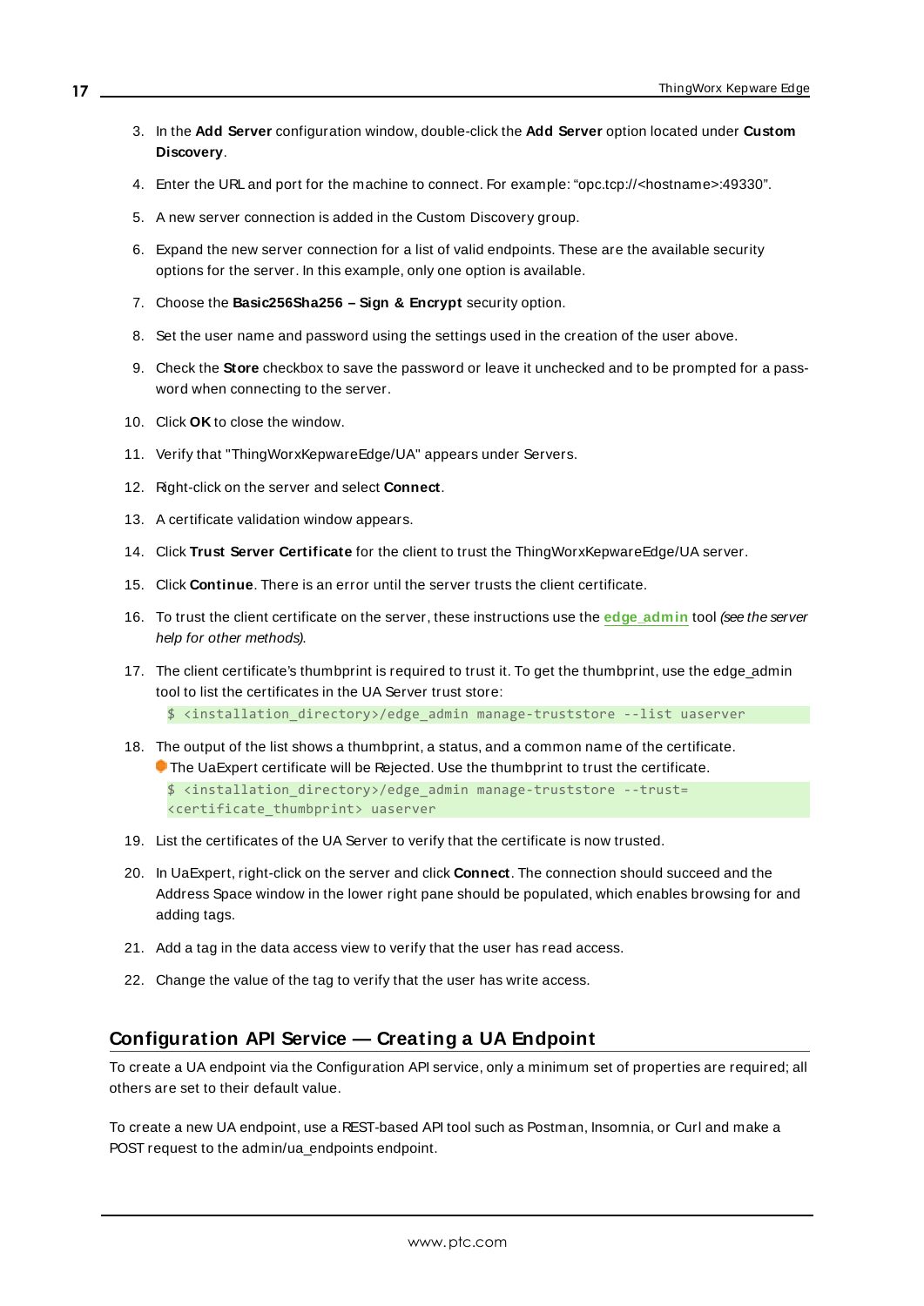3. In the **Add Server** configuration window, double-click the **Add Server** option located under **Custom Discovery**.
4. Enter the URL and port for the machine to connect. For example: “opc.tcp://<hostname>:49330”.
5. A new server connection is added in the Custom Discovery group.
6. Expand the new server connection for a list of valid endpoints. These are the available security options for the server. In this example, only one option is available.
7. Choose the **Basic256Sha256 – Sign & Encrypt** security option.
8. Set the user name and password using the settings used in the creation of the user above.
9. Check the **Store** checkbox to save the password or leave it unchecked and to be prompted for a password when connecting to the server.
10. Click **OK** to close the window.
11. Verify that "ThingWorxKepwareEdge/UA" appears under Servers.
12. Right-click on the server and select **Connect**.
13. A certificate validation window appears.
14. Click **Trust Server Certificate** for the client to trust the ThingWorxKepwareEdge/UA server.
15. Click **Continue**. There is an error until the server trusts the client certificate.
16. To trust the client certificate on the server, these instructions use the **edge_admin** tool *(see the server help for other methods)*.
17. The client certificate’s thumbprint is required to trust it. To get the thumbprint, use the edge_admin tool to list the certificates in the UA Server trust store:
    ```
    $ <installation_directory>/edge_admin manage-truststore --list uaserver
    ```
18. The output of the list shows a thumbprint, a status, and a common name of the certificate.
    The UaExpert certificate will be Rejected. Use the thumbprint to trust the certificate.
    ```
    $ <installation_directory>/edge_admin manage-truststore --trust=
    <certificate_thumbprint> uaserver
    ```
19. List the certificates of the UA Server to verify that the certificate is now trusted.
20. In UaExpert, right-click on the server and click **Connect**. The connection should succeed and the Address Space window in the lower right pane should be populated, which enables browsing for and adding tags.
21. Add a tag in the data access view to verify that the user has read access.
22. Change the value of the tag to verify that the user has write access.

## Configuration API Service — Creating a UA Endpoint

To create a UA endpoint via the Configuration API service, only a minimum set of properties are required; all others are set to their default value.

To create a new UA endpoint, use a REST-based API tool such as Postman, Insomnia, or Curl and make a POST request to the admin/ua_endpoints endpoint.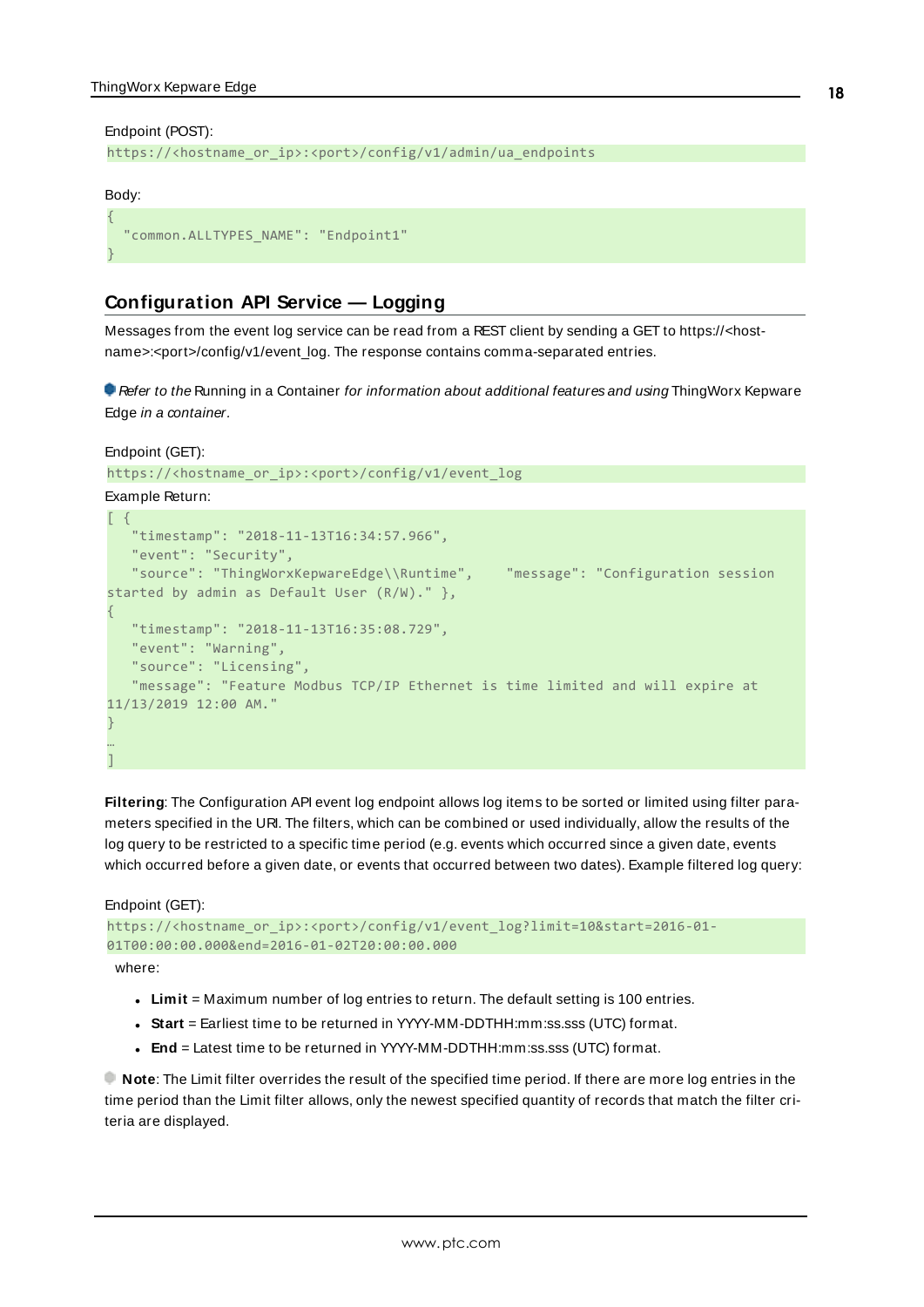Endpoint (POST):

```
https://<hostname_or_ip>:<port>/config/v1/admin/ua_endpoints
```

Body:

```
{
  "common.ALLTYPES_NAME": "Endpoint1"
}
```

## Configuration API Service — Logging

Messages from the event log service can be read from a REST client by sending a GET to https://<hostname>:<port>/config/v1/event_log. The response contains comma-separated entries.

*Refer to the* Running in a Container *for information about additional features and using* ThingWorx Kepware Edge *in a container*.

Endpoint (GET):

```
https://<hostname_or_ip>:<port>/config/v1/event_log
```

Example Return:

```
[ {
   "timestamp": "2018-11-13T16:34:57.966",
   "event": "Security",
   "source": "ThingWorxKepwareEdge\\Runtime",    "message": "Configuration session
started by admin as Default User (R/W)." },
{
   "timestamp": "2018-11-13T16:35:08.729",
   "event": "Warning",
   "source": "Licensing",
   "message": "Feature Modbus TCP/IP Ethernet is time limited and will expire at
11/13/2019 12:00 AM."
}
…
]
```

**Filtering**: The Configuration API event log endpoint allows log items to be sorted or limited using filter parameters specified in the URI. The filters, which can be combined or used individually, allow the results of the log query to be restricted to a specific time period (e.g. events which occurred since a given date, events which occurred before a given date, or events that occurred between two dates). Example filtered log query:

Endpoint (GET):

```
https://<hostname_or_ip>:<port>/config/v1/event_log?limit=10&start=2016-01-
01T00:00:00.000&end=2016-01-02T20:00:00.000
```

where:

- **Limit** = Maximum number of log entries to return. The default setting is 100 entries.
- **Start** = Earliest time to be returned in YYYY-MM-DDTHH:mm:ss.sss (UTC) format.
- **End** = Latest time to be returned in YYYY-MM-DDTHH:mm:ss.sss (UTC) format.

**Note**: The Limit filter overrides the result of the specified time period. If there are more log entries in the time period than the Limit filter allows, only the newest specified quantity of records that match the filter criteria are displayed.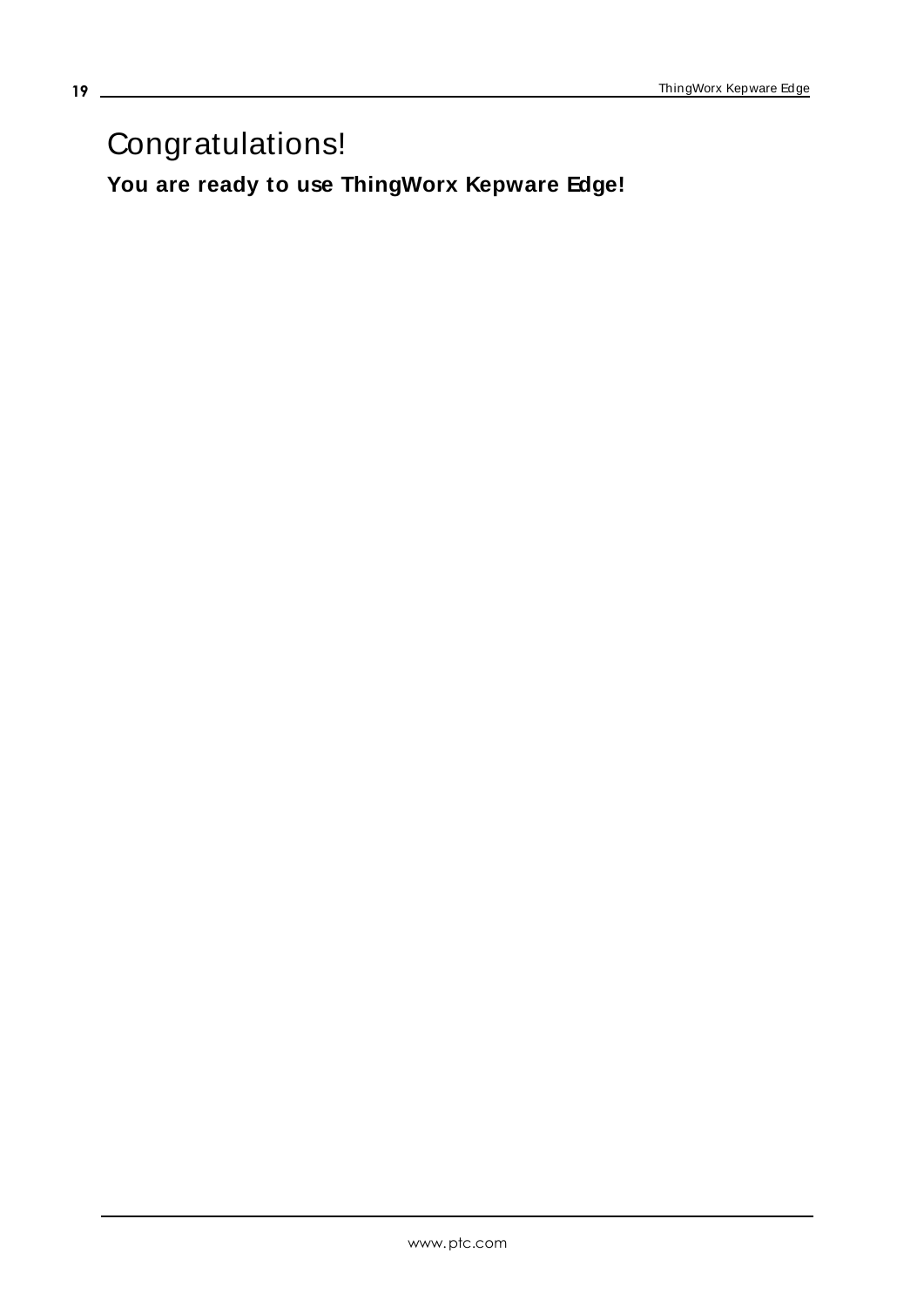# Congratulations!

**You are ready to use ThingWorx Kepware Edge!**